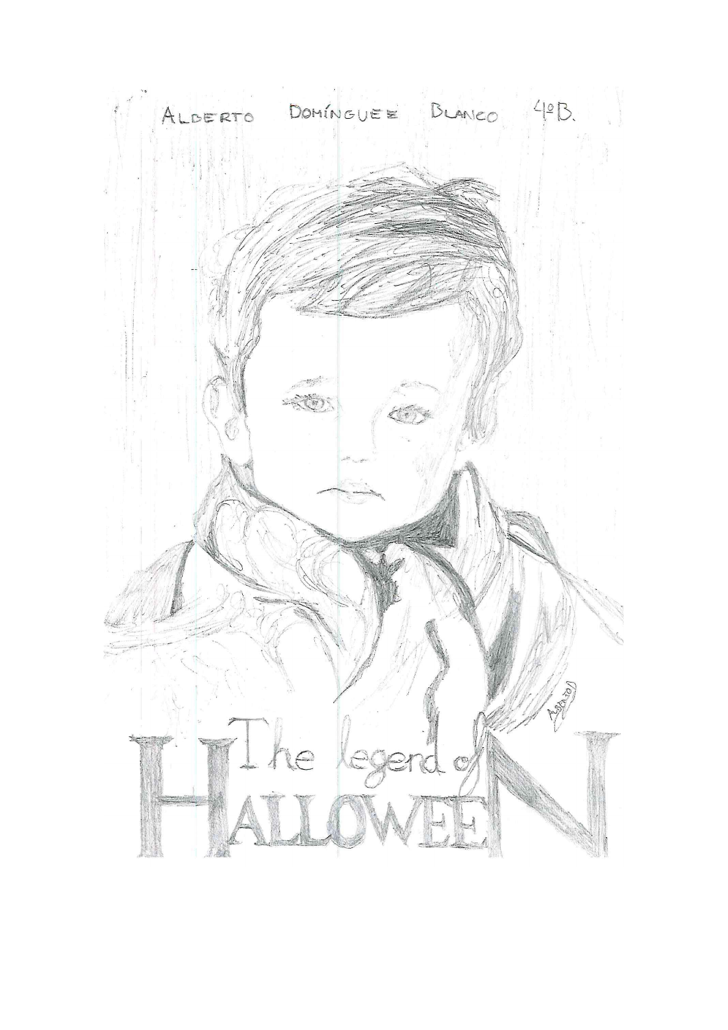ALBERTO DOMÍNGUEZ BLANCO 4ºB.

The legend of

HALLOWEEN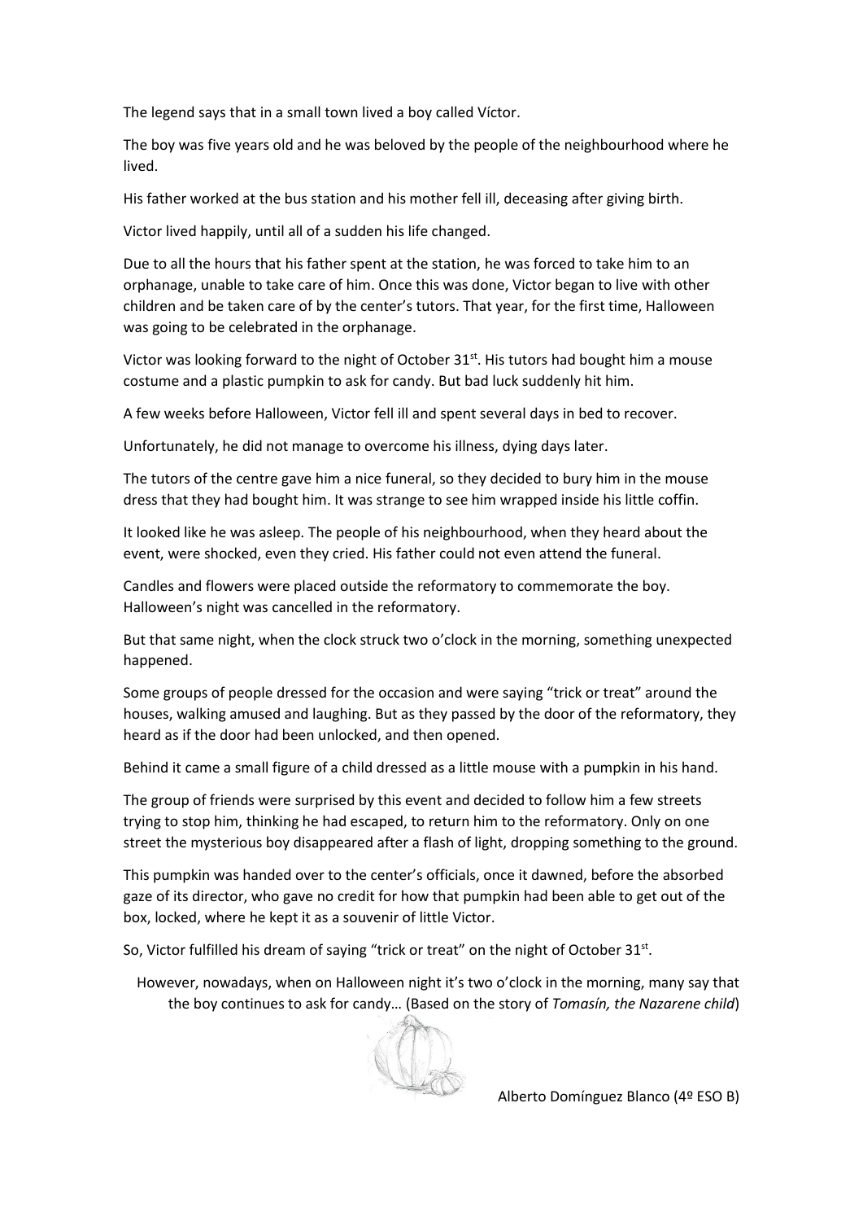The legend says that in a small town lived a boy called Víctor.

The boy was five years old and he was beloved by the people of the neighbourhood where he lived.

His father worked at the bus station and his mother fell ill, deceasing after giving birth.

Victor lived happily, until all of a sudden his life changed.

Due to all the hours that his father spent at the station, he was forced to take him to an orphanage, unable to take care of him. Once this was done, Victor began to live with other children and be taken care of by the center's tutors. That year, for the first time, Halloween was going to be celebrated in the orphanage.

Victor was looking forward to the night of October 31st. His tutors had bought him a mouse costume and a plastic pumpkin to ask for candy. But bad luck suddenly hit him.

A few weeks before Halloween, Victor fell ill and spent several days in bed to recover.

Unfortunately, he did not manage to overcome his illness, dying days later.

The tutors of the centre gave him a nice funeral, so they decided to bury him in the mouse dress that they had bought him. It was strange to see him wrapped inside his little coffin.

It looked like he was asleep. The people of his neighbourhood, when they heard about the event, were shocked, even they cried. His father could not even attend the funeral.

Candles and flowers were placed outside the reformatory to commemorate the boy. Halloween's night was cancelled in the reformatory.

But that same night, when the clock struck two o'clock in the morning, something unexpected happened.

Some groups of people dressed for the occasion and were saying "trick or treat" around the houses, walking amused and laughing. But as they passed by the door of the reformatory, they heard as if the door had been unlocked, and then opened.

Behind it came a small figure of a child dressed as a little mouse with a pumpkin in his hand.

The group of friends were surprised by this event and decided to follow him a few streets trying to stop him, thinking he had escaped, to return him to the reformatory. Only on one street the mysterious boy disappeared after a flash of light, dropping something to the ground.

This pumpkin was handed over to the center's officials, once it dawned, before the absorbed gaze of its director, who gave no credit for how that pumpkin had been able to get out of the box, locked, where he kept it as a souvenir of little Victor.

So, Victor fulfilled his dream of saying "trick or treat" on the night of October 31st.

However, nowadays, when on Halloween night it's two o'clock in the morning, many say that the boy continues to ask for candy… (Based on the story of *Tomasín, the Nazarene child*)

Alberto Domínguez Blanco (4º ESO B)